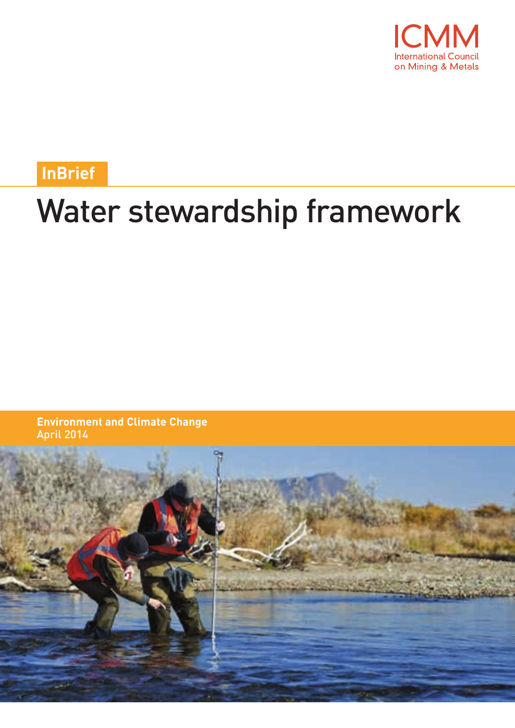ICMM

International Council on Mining & Metals

InBrief

# Water stewardship framework

**Environment and Climate Change**

April 2014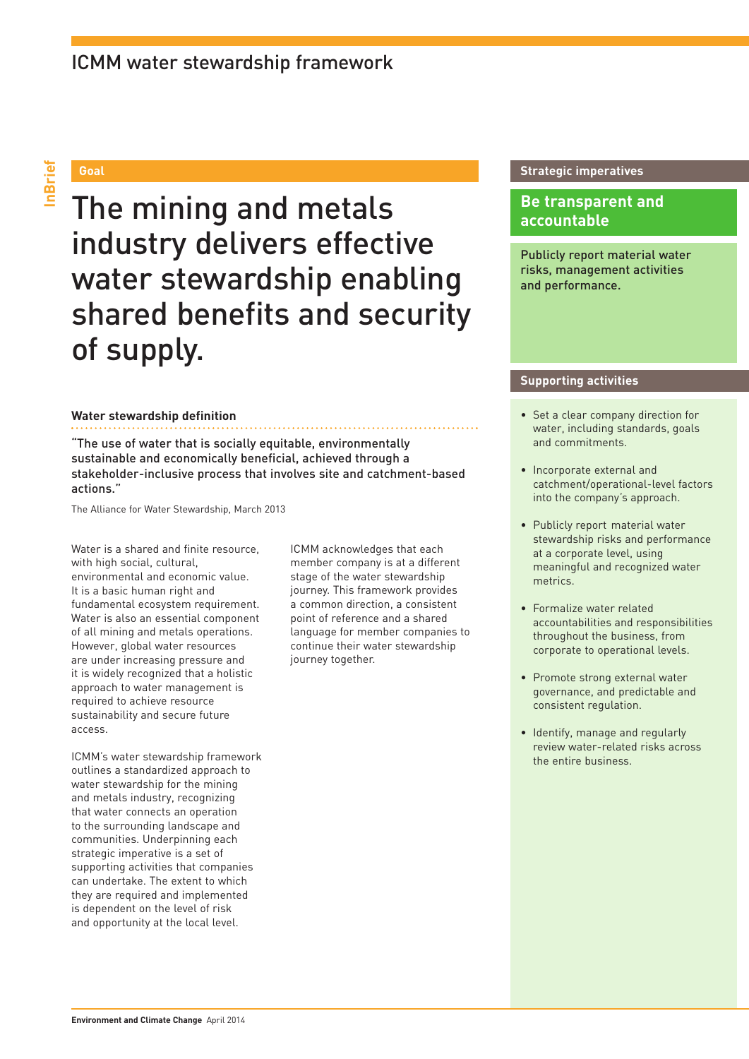# ICMM water stewardship framework

InBrief

## Goal

# The mining and metals industry delivers effective water stewardship enabling shared benefits and security of supply.

### Water stewardship definition

"The use of water that is socially equitable, environmentally sustainable and economically beneficial, achieved through a stakeholder-inclusive process that involves site and catchment-based actions."

The Alliance for Water Stewardship, March 2013

Water is a shared and finite resource, with high social, cultural, environmental and economic value. It is a basic human right and fundamental ecosystem requirement. Water is also an essential component of all mining and metals operations. However, global water resources are under increasing pressure and it is widely recognized that a holistic approach to water management is required to achieve resource sustainability and secure future access.

ICMM's water stewardship framework outlines a standardized approach to water stewardship for the mining and metals industry, recognizing that water connects an operation to the surrounding landscape and communities. Underpinning each strategic imperative is a set of supporting activities that companies can undertake. The extent to which they are required and implemented is dependent on the level of risk and opportunity at the local level.

ICMM acknowledges that each member company is at a different stage of the water stewardship journey. This framework provides a common direction, a consistent point of reference and a shared language for member companies to continue their water stewardship journey together.

## Strategic imperatives

### Be transparent and accountable

Publicly report material water risks, management activities and performance.

## Supporting activities

- Set a clear company direction for water, including standards, goals and commitments.
- Incorporate external and catchment/operational-level factors into the company's approach.
- Publicly report material water stewardship risks and performance at a corporate level, using meaningful and recognized water metrics.
- Formalize water related accountabilities and responsibilities throughout the business, from corporate to operational levels.
- Promote strong external water governance, and predictable and consistent regulation.
- Identify, manage and regularly review water-related risks across the entire business.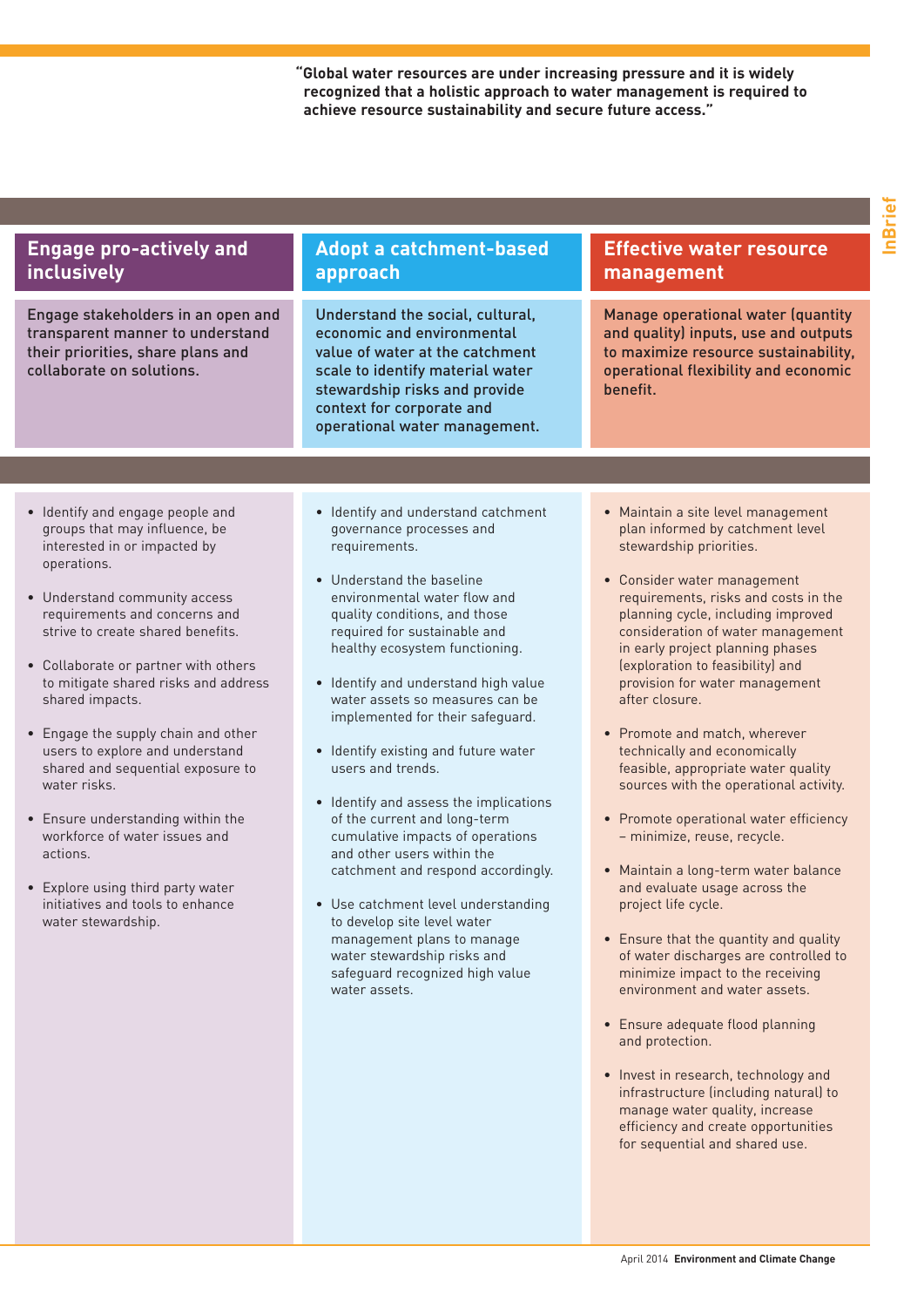"Global water resources are under increasing pressure and it is widely recognized that a holistic approach to water management is required to achieve resource sustainability and secure future access."

## Engage pro-actively and inclusively

**Engage stakeholders in an open and transparent manner to understand their priorities, share plans and collaborate on solutions.**

- Identify and engage people and groups that may influence, be interested in or impacted by operations.
- Understand community access requirements and concerns and strive to create shared benefits.
- Collaborate or partner with others to mitigate shared risks and address shared impacts.
- Engage the supply chain and other users to explore and understand shared and sequential exposure to water risks.
- Ensure understanding within the workforce of water issues and actions.
- Explore using third party water initiatives and tools to enhance water stewardship.

## Adopt a catchment-based approach

**Understand the social, cultural, economic and environmental value of water at the catchment scale to identify material water stewardship risks and provide context for corporate and operational water management.**

- Identify and understand catchment governance processes and requirements.
- Understand the baseline environmental water flow and quality conditions, and those required for sustainable and healthy ecosystem functioning.
- Identify and understand high value water assets so measures can be implemented for their safeguard.
- Identify existing and future water users and trends.
- Identify and assess the implications of the current and long-term cumulative impacts of operations and other users within the catchment and respond accordingly.
- Use catchment level understanding to develop site level water management plans to manage water stewardship risks and safeguard recognized high value water assets.

## Effective water resource management

**Manage operational water (quantity and quality) inputs, use and outputs to maximize resource sustainability, operational flexibility and economic benefit.**

- Maintain a site level management plan informed by catchment level stewardship priorities.
- Consider water management requirements, risks and costs in the planning cycle, including improved consideration of water management in early project planning phases (exploration to feasibility) and provision for water management after closure.
- Promote and match, wherever technically and economically feasible, appropriate water quality sources with the operational activity.
- Promote operational water efficiency – minimize, reuse, recycle.
- Maintain a long-term water balance and evaluate usage across the project life cycle.
- Ensure that the quantity and quality of water discharges are controlled to minimize impact to the receiving environment and water assets.
- Ensure adequate flood planning and protection.
- Invest in research, technology and infrastructure (including natural) to manage water quality, increase efficiency and create opportunities for sequential and shared use.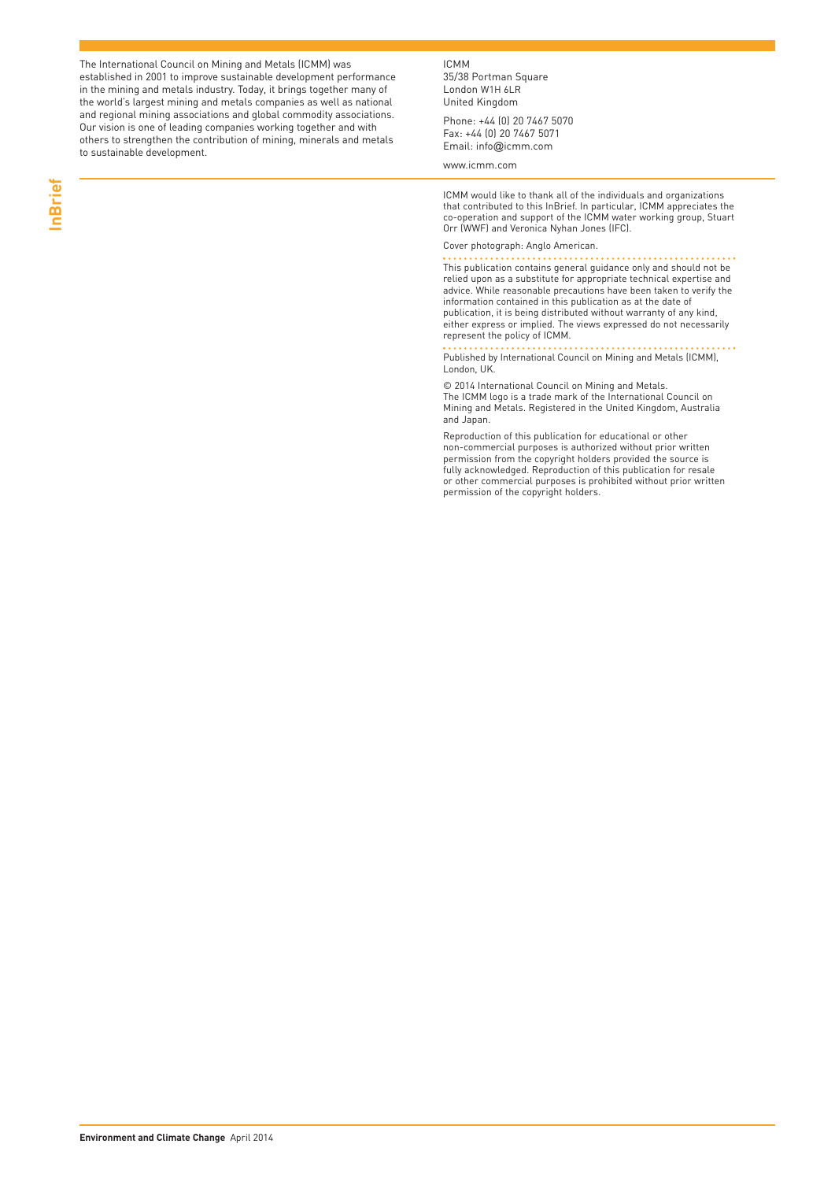The International Council on Mining and Metals (ICMM) was established in 2001 to improve sustainable development performance in the mining and metals industry. Today, it brings together many of the world's largest mining and metals companies as well as national and regional mining associations and global commodity associations. Our vision is one of leading companies working together and with others to strengthen the contribution of mining, minerals and metals to sustainable development.

ICMM
35/38 Portman Square
London W1H 6LR
United Kingdom

Phone: +44 (0) 20 7467 5070
Fax: +44 (0) 20 7467 5071
Email: info@icmm.com

www.icmm.com

ICMM would like to thank all of the individuals and organizations that contributed to this InBrief. In particular, ICMM appreciates the co-operation and support of the ICMM water working group, Stuart Orr (WWF) and Veronica Nyhan Jones (IFC).

Cover photograph: Anglo American.

This publication contains general guidance only and should not be relied upon as a substitute for appropriate technical expertise and advice. While reasonable precautions have been taken to verify the information contained in this publication as at the date of publication, it is being distributed without warranty of any kind, either express or implied. The views expressed do not necessarily represent the policy of ICMM.

Published by International Council on Mining and Metals (ICMM), London, UK.

© 2014 International Council on Mining and Metals.
The ICMM logo is a trade mark of the International Council on Mining and Metals. Registered in the United Kingdom, Australia and Japan.

Reproduction of this publication for educational or other non-commercial purposes is authorized without prior written permission from the copyright holders provided the source is fully acknowledged. Reproduction of this publication for resale or other commercial purposes is prohibited without prior written permission of the copyright holders.